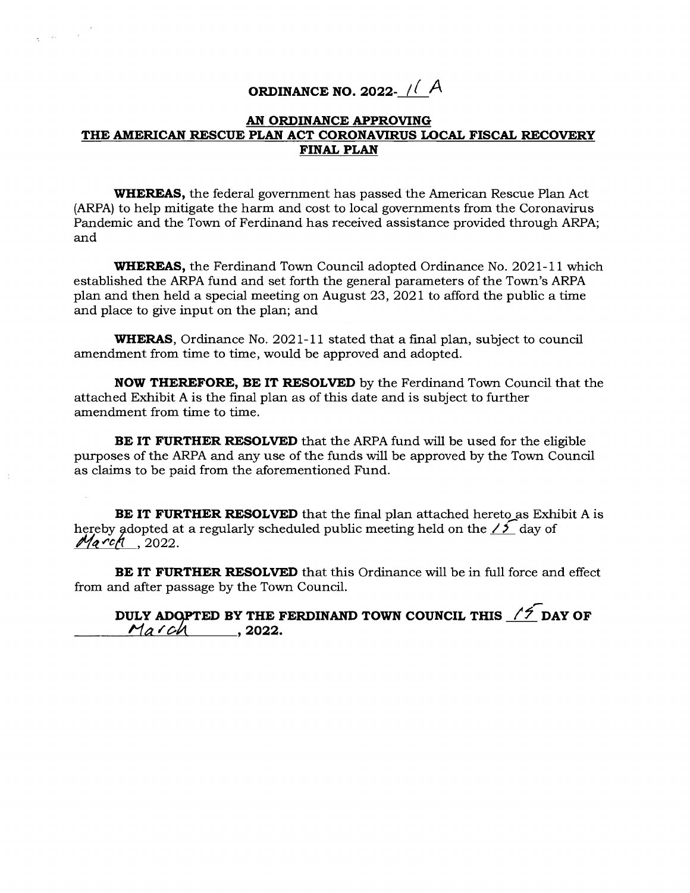# ORDINANCE NO. 2022-11 A

## AN ORDINANCE APPROVING THE AMERICAN RESCUE PLAN ACT CORONAVIRUS LOCAL FISCAL RECOVERY FINAL PLAN

**WHEREAS,** the federal government has passed the American Rescue Plan Act (ARPA) to help mitigate the harm and cost to local governments from the Coronavirus Pandemic and the Town of Ferdinand has received assistance provided through ARPA; and

**WHEREAS,** the Ferdinand Town Council adopted Ordinance No. 2021-11 which established the ARPA fund and set forth the general parameters of the Town's ARPA plan and then held a special meeting on August 23, 2021 to afford the public a time and place to give input on the plan; and

**WHERAS**, Ordinance No. 2021-11 stated that a final plan, subject to council amendment from time to time, would be approved and adopted.

**NOW THEREFORE, BE IT RESOLVED** by the Ferdinand Town Council that the attached Exhibit A is the final plan as of this date and is subject to further amendment from time to time.

**BE IT FURTHER RESOLVED** that the ARPA fund will be used for the eligible purposes of the ARPA and any use of the funds will be approved by the Town Council as claims to be paid from the aforementioned Fund.

**BE IT FURTHER RESOLVED** that the final plan attached hereto as Exhibit A is hereby adopted at a regularly scheduled public meeting held on the 15 day of March, 2022.

**BE IT FURTHER RESOLVED** that this Ordinance will be in full force and effect from and after passage by the Town Council.

**DULY ADOPTED BY THE FERDINAND TOWN COUNCIL THIS 15 DAY OF March, 2022.**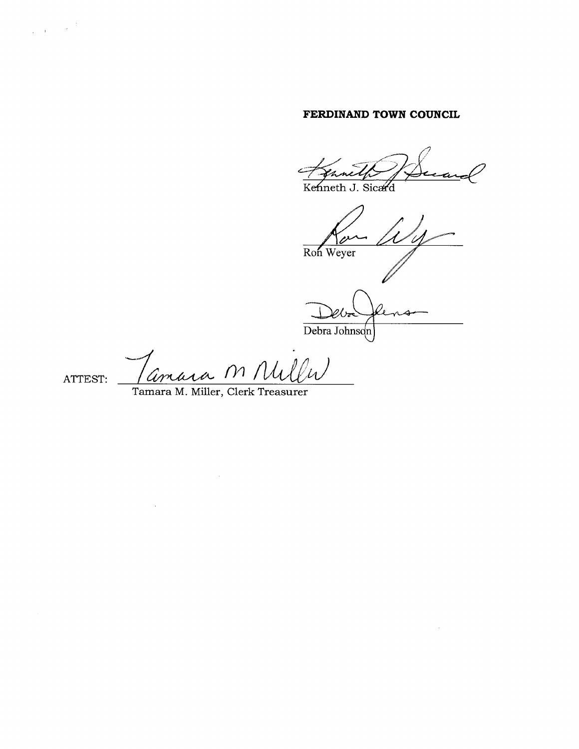**FERDINAND TOWN COUNCIL**

Kenneth J. Sicard

Ron Weyer

Debra Johnson

ATTEST: Tamara M. Miller, Clerk Treasurer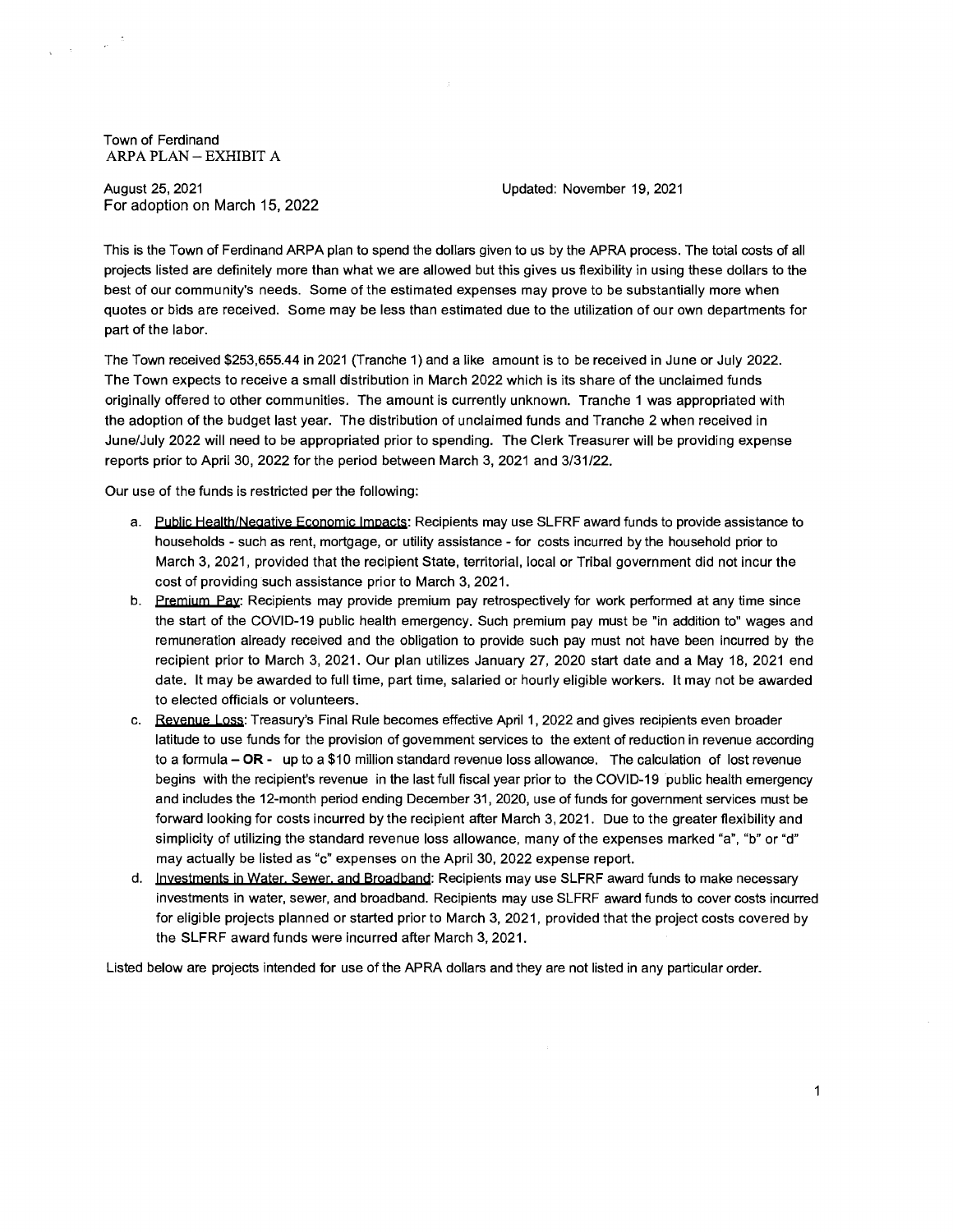Town of Ferdinand
ARPA PLAN – EXHIBIT A

August 25, 2021
For adoption on March 15, 2022

Updated: November 19, 2021

This is the Town of Ferdinand ARPA plan to spend the dollars given to us by the APRA process. The total costs of all projects listed are definitely more than what we are allowed but this gives us flexibility in using these dollars to the best of our community's needs. Some of the estimated expenses may prove to be substantially more when quotes or bids are received. Some may be less than estimated due to the utilization of our own departments for part of the labor.

The Town received $253,655.44 in 2021 (Tranche 1) and a like amount is to be received in June or July 2022. The Town expects to receive a small distribution in March 2022 which is its share of the unclaimed funds originally offered to other communities. The amount is currently unknown. Tranche 1 was appropriated with the adoption of the budget last year. The distribution of unclaimed funds and Tranche 2 when received in June/July 2022 will need to be appropriated prior to spending. The Clerk Treasurer will be providing expense reports prior to April 30, 2022 for the period between March 3, 2021 and 3/31/22.

Our use of the funds is restricted per the following:

a. Public Health/Negative Economic Impacts: Recipients may use SLFRF award funds to provide assistance to households - such as rent, mortgage, or utility assistance - for costs incurred by the household prior to March 3, 2021, provided that the recipient State, territorial, local or Tribal government did not incur the cost of providing such assistance prior to March 3, 2021.
b. Premium Pay: Recipients may provide premium pay retrospectively for work performed at any time since the start of the COVID-19 public health emergency. Such premium pay must be "in addition to" wages and remuneration already received and the obligation to provide such pay must not have been incurred by the recipient prior to March 3, 2021. Our plan utilizes January 27, 2020 start date and a May 18, 2021 end date. It may be awarded to full time, part time, salaried or hourly eligible workers. It may not be awarded to elected officials or volunteers.
c. Revenue Loss: Treasury's Final Rule becomes effective April 1, 2022 and gives recipients even broader latitude to use funds for the provision of government services to the extent of reduction in revenue according to a formula – **OR** - up to a $10 million standard revenue loss allowance. The calculation of lost revenue begins with the recipient's revenue in the last full fiscal year prior to the COVID-19 public health emergency and includes the 12-month period ending December 31, 2020, use of funds for government services must be forward looking for costs incurred by the recipient after March 3, 2021. Due to the greater flexibility and simplicity of utilizing the standard revenue loss allowance, many of the expenses marked "a", "b" or "d" may actually be listed as "c" expenses on the April 30, 2022 expense report.
d. Investments in Water, Sewer, and Broadband: Recipients may use SLFRF award funds to make necessary investments in water, sewer, and broadband. Recipients may use SLFRF award funds to cover costs incurred for eligible projects planned or started prior to March 3, 2021, provided that the project costs covered by the SLFRF award funds were incurred after March 3, 2021.

Listed below are projects intended for use of the APRA dollars and they are not listed in any particular order.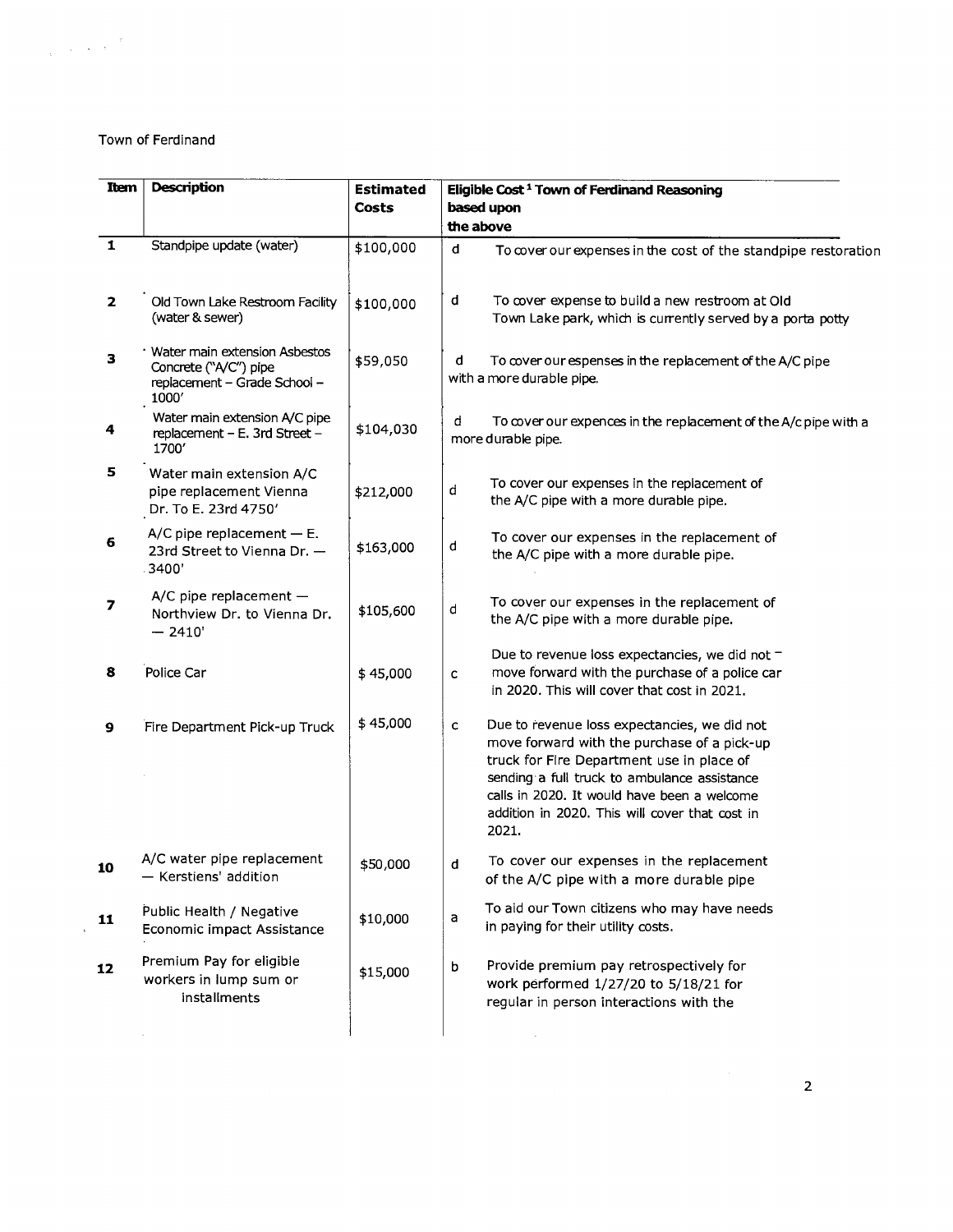Town of Ferdinand

| Item | Description | Estimated Costs | Eligible Cost [1] Town of Ferdinand Reasoning based upon the above | |
|---|---|---|---|---|
| 1 | Standpipe update (water) | $100,000 | d | To cover our expenses in the cost of the standpipe restoration |
| 2 | Old Town Lake Restroom Facility (water & sewer) | $100,000 | d | To cover expense to build a new restroom at Old Town Lake park, which is currently served by a porta potty |
| 3 | Water main extension Asbestos Concrete ("A/C") pipe replacement – Grade School – 1000' | $59,050 | d | To cover our espenses in the replacement of the A/C pipe with a more durable pipe. |
| 4 | Water main extension A/C pipe replacement – E. 3rd Street – 1700' | $104,030 | d | To cover our expences in the replacement of the A/c pipe with a more durable pipe. |
| 5 | Water main extension A/C pipe replacement Vienna Dr. To E. 23rd 4750' | $212,000 | d | To cover our expenses in the replacement of the A/C pipe with a more durable pipe. |
| 6 | A/C pipe replacement — E. 23rd Street to Vienna Dr. — 3400' | $163,000 | d | To cover our expenses in the replacement of the A/C pipe with a more durable pipe. |
| 7 | A/C pipe replacement — Northview Dr. to Vienna Dr. — 2410' | $105,600 | d | To cover our expenses in the replacement of the A/C pipe with a more durable pipe. |
| 8 | Police Car | $ 45,000 | c | Due to revenue loss expectancies, we did not move forward with the purchase of a police car in 2020. This will cover that cost in 2021. |
| 9 | Fire Department Pick-up Truck | $ 45,000 | c | Due to revenue loss expectancies, we did not move forward with the purchase of a pick-up truck for Fire Department use in place of sending a full truck to ambulance assistance calls in 2020. It would have been a welcome addition in 2020. This will cover that cost in 2021. |
| 10 | A/C water pipe replacement — Kerstiens' addition | $50,000 | d | To cover our expenses in the replacement of the A/C pipe with a more durable pipe |
| 11 | Public Health / Negative Economic impact Assistance | $10,000 | a | To aid our Town citizens who may have needs in paying for their utility costs. |
| 12 | Premium Pay for eligible workers in lump sum or installments | $15,000 | b | Provide premium pay retrospectively for work performed 1/27/20 to 5/18/21 for regular in person interactions with the |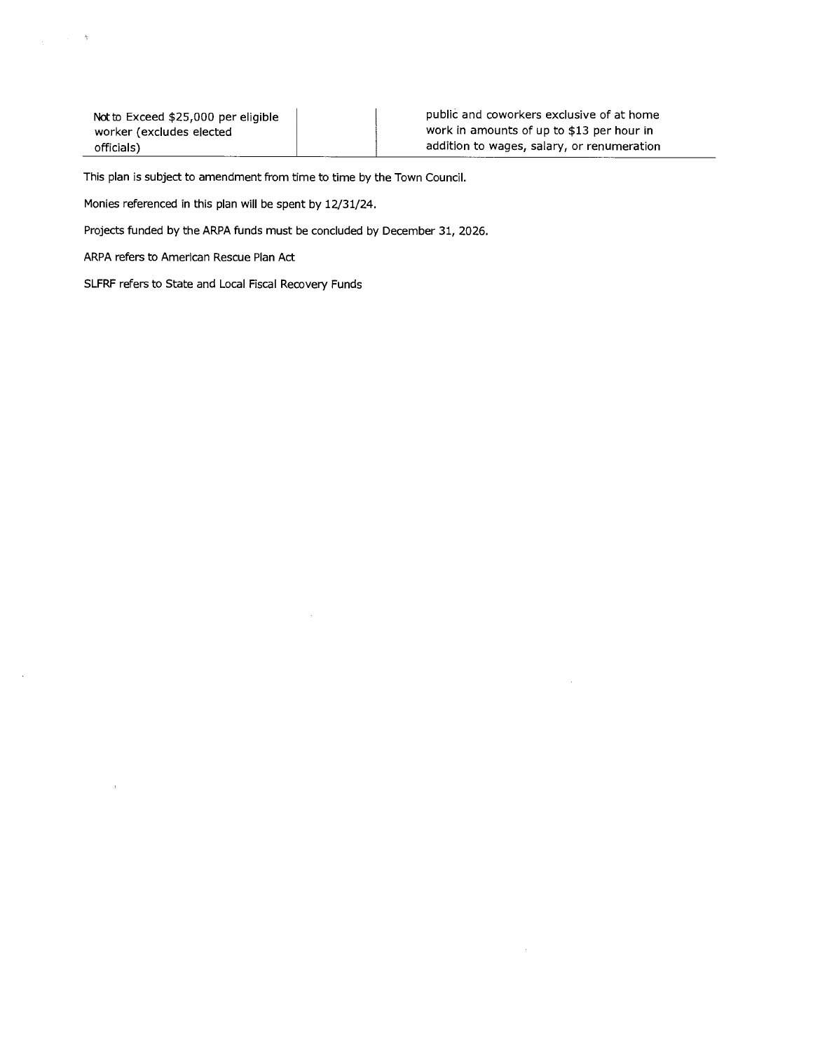| | | |
|---|---|---|
| Not to Exceed $25,000 per eligible worker (excludes elected officials) | | public and coworkers exclusive of at home work in amounts of up to $13 per hour in addition to wages, salary, or renumeration |

This plan is subject to amendment from time to time by the Town Council.

Monies referenced in this plan will be spent by 12/31/24.

Projects funded by the ARPA funds must be concluded by December 31, 2026.

ARPA refers to American Rescue Plan Act

SLFRF refers to State and Local Fiscal Recovery Funds